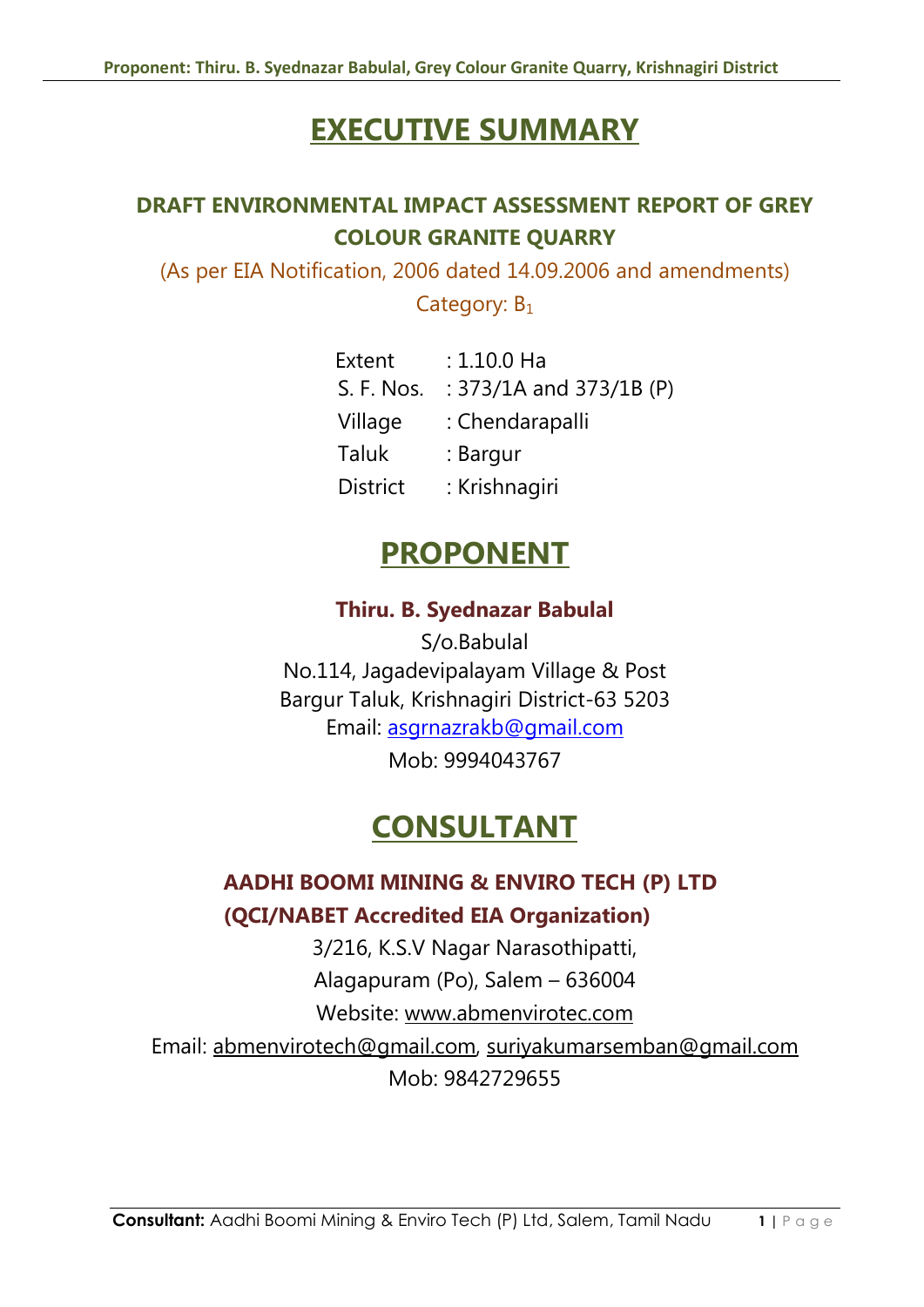# EXECUTIVE SUMMARY

## DRAFT ENVIRONMENTAL IMPACT ASSESSMENT REPORT OF GREY COLOUR GRANITE QUARRY

(As per EIA Notification, 2006 dated 14.09.2006 and amendments)

Category: $B_1$

| | |
|---|---|
| Extent | : 1.10.0 Ha |
| S. F. Nos. | : 373/1A and 373/1B (P) |
| Village | : Chendarapalli |
| Taluk | : Bargur |
| District | : Krishnagiri |

# PROPONENT

**Thiru. B. Syednazar Babulal**

S/o.Babulal
No.114, Jagadevipalayam Village & Post
Bargur Taluk, Krishnagiri District-63 5203
Email: asgrnazrakb@gmail.com
Mob: 9994043767

# CONSULTANT

**AADHI BOOMI MINING & ENVIRO TECH (P) LTD**
**(QCI/NABET Accredited EIA Organization)**

3/216, K.S.V Nagar Narasothipatti,
Alagapuram (Po), Salem – 636004
Website: www.abmenvirotec.com
Email: abmenvirotech@gmail.com, suriyakumarsemban@gmail.com
Mob: 9842729655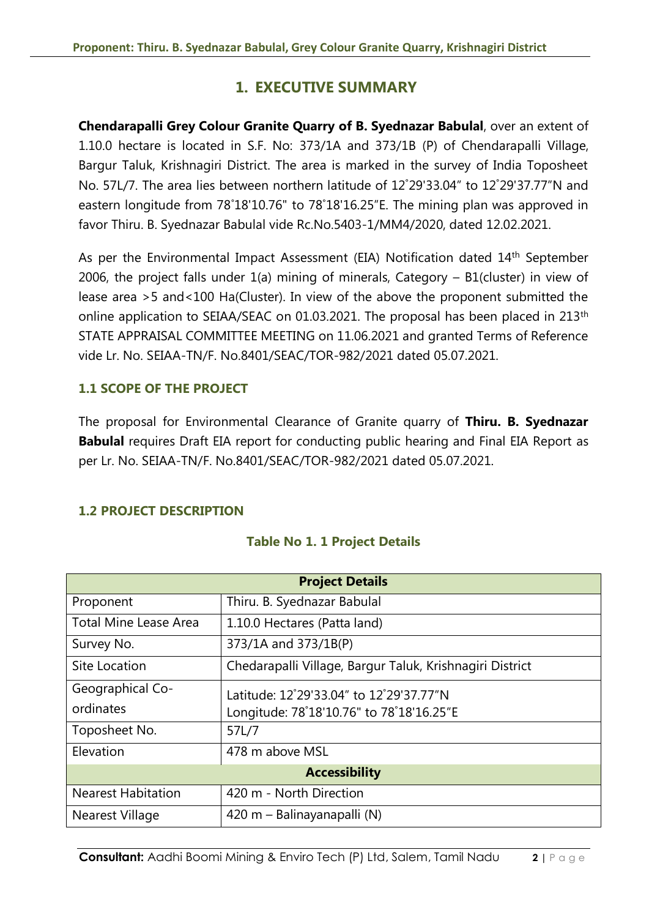# 1. EXECUTIVE SUMMARY

**Chendarapalli Grey Colour Granite Quarry of B. Syednazar Babulal**, over an extent of 1.10.0 hectare is located in S.F. No: 373/1A and 373/1B (P) of Chendarapalli Village, Bargur Taluk, Krishnagiri District. The area is marked in the survey of India Toposheet No. 57L/7. The area lies between northern latitude of 12˚29'33.04" to 12˚29'37.77"N and eastern longitude from 78˚18'10.76" to 78˚18'16.25"E. The mining plan was approved in favor Thiru. B. Syednazar Babulal vide Rc.No.5403-1/MM4/2020, dated 12.02.2021.

As per the Environmental Impact Assessment (EIA) Notification dated 14th September 2006, the project falls under 1(a) mining of minerals, Category – B1(cluster) in view of lease area >5 and<100 Ha(Cluster). In view of the above the proponent submitted the online application to SEIAA/SEAC on 01.03.2021. The proposal has been placed in 213th STATE APPRAISAL COMMITTEE MEETING on 11.06.2021 and granted Terms of Reference vide Lr. No. SEIAA-TN/F. No.8401/SEAC/TOR-982/2021 dated 05.07.2021.

## 1.1 SCOPE OF THE PROJECT

The proposal for Environmental Clearance of Granite quarry of **Thiru. B. Syednazar Babulal** requires Draft EIA report for conducting public hearing and Final EIA Report as per Lr. No. SEIAA-TN/F. No.8401/SEAC/TOR-982/2021 dated 05.07.2021.

## 1.2 PROJECT DESCRIPTION

**Table No 1. 1 Project Details**

| Project Details | |
|---|---|
| Proponent | Thiru. B. Syednazar Babulal |
| Total Mine Lease Area | 1.10.0 Hectares (Patta land) |
| Survey No. | 373/1A and 373/1B(P) |
| Site Location | Chedarapalli Village, Bargur Taluk, Krishnagiri District |
| Geographical Co-ordinates | Latitude: 12˚29'33.04" to 12˚29'37.77"N<br>Longitude: 78˚18'10.76" to 78˚18'16.25"E |
| Toposheet No. | 57L/7 |
| Elevation | 478 m above MSL |
| **Accessibility** | |
| Nearest Habitation | 420 m - North Direction |
| Nearest Village | 420 m – Balinayanapalli (N) |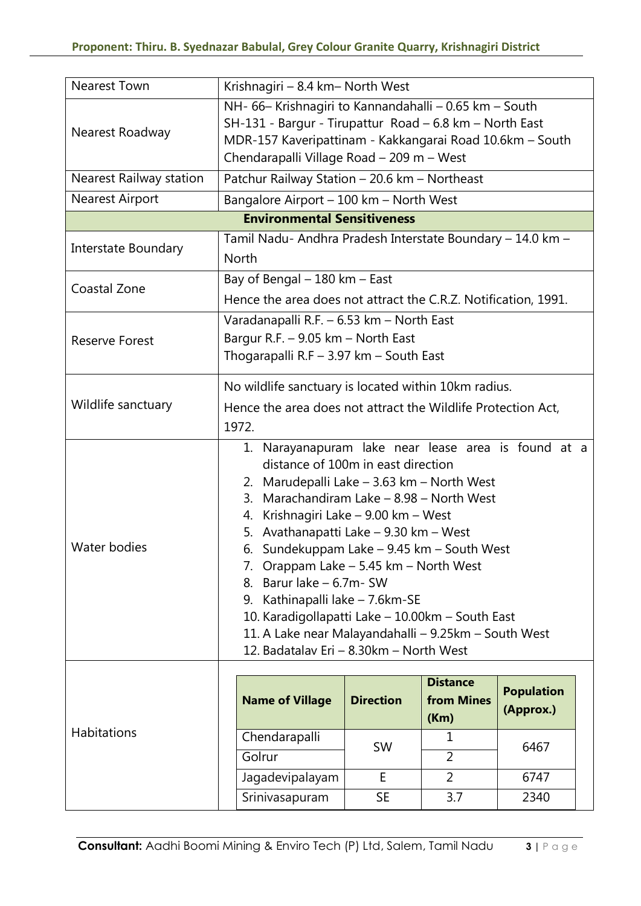| | |
|---|---|
| Nearest Town | Krishnagiri – 8.4 km– North West |
| Nearest Roadway | NH- 66– Krishnagiri to Kannandahalli – 0.65 km – South<br>SH-131 - Bargur - Tirupattur Road – 6.8 km – North East<br>MDR-157 Kaveripattinam - Kakkangarai Road 10.6km – South<br>Chendarapalli Village Road – 209 m – West |
| Nearest Railway station | Patchur Railway Station – 20.6 km – Northeast |
| Nearest Airport | Bangalore Airport – 100 km – North West |
| **Environmental Sensitiveness** | |
| Interstate Boundary | Tamil Nadu- Andhra Pradesh Interstate Boundary – 14.0 km – North |
| Coastal Zone | Bay of Bengal – 180 km – East<br>Hence the area does not attract the C.R.Z. Notification, 1991. |
| Reserve Forest | Varadanapalli R.F. – 6.53 km – North East<br>Bargur R.F. – 9.05 km – North East<br>Thogarapalli R.F – 3.97 km – South East |
| Wildlife sanctuary | No wildlife sanctuary is located within 10km radius.<br>Hence the area does not attract the Wildlife Protection Act, 1972. |
| Water bodies | 1. Narayanapuram lake near lease area is found at a distance of 100m in east direction<br>2. Marudepalli Lake – 3.63 km – North West<br>3. Marachandiram Lake – 8.98 – North West<br>4. Krishnagiri Lake – 9.00 km – West<br>5. Avathanapatti Lake – 9.30 km – West<br>6. Sundekuppam Lake – 9.45 km – South West<br>7. Orappam Lake – 5.45 km – North West<br>8. Barur lake – 6.7m- SW<br>9. Kathinapalli lake – 7.6km-SE<br>10. Karadigollapatti Lake – 10.00km – South East<br>11. A Lake near Malayandahalli – 9.25km – South West<br>12. Badatalav Eri – 8.30km – North West |
| Habitations | (see table below) |

| Name of Village | Direction | Distance from Mines (Km) | Population (Approx.) |
|---|---|---|---|
| Chendarapalli | SW | 1 | 6467 |
| Golrur | | 2 | |
| Jagadevipalayam | E | 2 | 6747 |
| Srinivasapuram | SE | 3.7 | 2340 |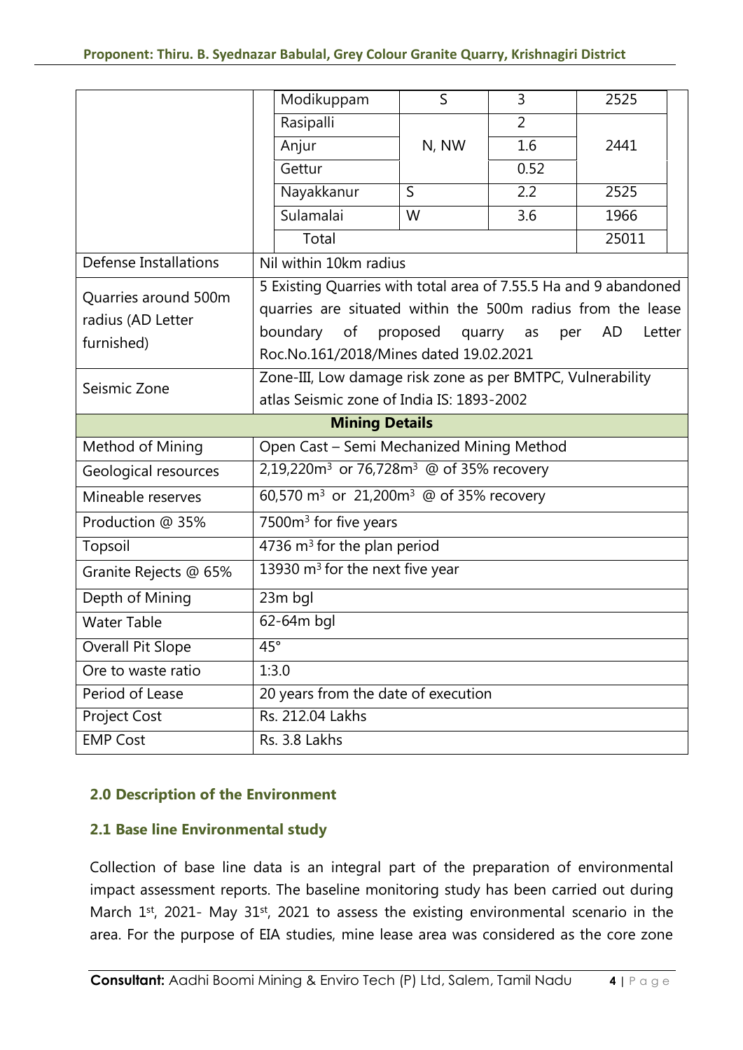| | | | | |
|---|---|---|---|---|
| | Modikuppam | S | 3 | 2525 |
| | Rasipalli | N, NW | 2 | 2441 |
| | Anjur | | 1.6 | |
| | Gettur | | 0.52 | |
| | Nayakkanur | S | 2.2 | 2525 |
| | Sulamalai | W | 3.6 | 1966 |
| | Total | | | 25011 |
| Defense Installations | Nil within 10km radius | | | |
| Quarries around 500m radius (AD Letter furnished) | 5 Existing Quarries with total area of 7.55.5 Ha and 9 abandoned quarries are situated within the 500m radius from the lease boundary of proposed quarry as per AD Letter Roc.No.161/2018/Mines dated 19.02.2021 | | | |
| Seismic Zone | Zone-III, Low damage risk zone as per BMTPC, Vulnerability atlas Seismic zone of India IS: 1893-2002 | | | |
| **Mining Details** | | | | |
| Method of Mining | Open Cast – Semi Mechanized Mining Method | | | |
| Geological resources | 2,19,220m$^3$ or 76,728m$^3$ @ of 35% recovery | | | |
| Mineable reserves | 60,570 m$^3$ or 21,200m$^3$ @ of 35% recovery | | | |
| Production @ 35% | 7500m$^3$ for five years | | | |
| Topsoil | 4736 m$^3$ for the plan period | | | |
| Granite Rejects @ 65% | 13930 m$^3$ for the next five year | | | |
| Depth of Mining | 23m bgl | | | |
| Water Table | 62-64m bgl | | | |
| Overall Pit Slope | 45° | | | |
| Ore to waste ratio | 1:3.0 | | | |
| Period of Lease | 20 years from the date of execution | | | |
| Project Cost | Rs. 212.04 Lakhs | | | |
| EMP Cost | Rs. 3.8 Lakhs | | | |

## 2.0 Description of the Environment

### 2.1 Base line Environmental study

Collection of base line data is an integral part of the preparation of environmental impact assessment reports. The baseline monitoring study has been carried out during March 1st, 2021- May 31st, 2021 to assess the existing environmental scenario in the area. For the purpose of EIA studies, mine lease area was considered as the core zone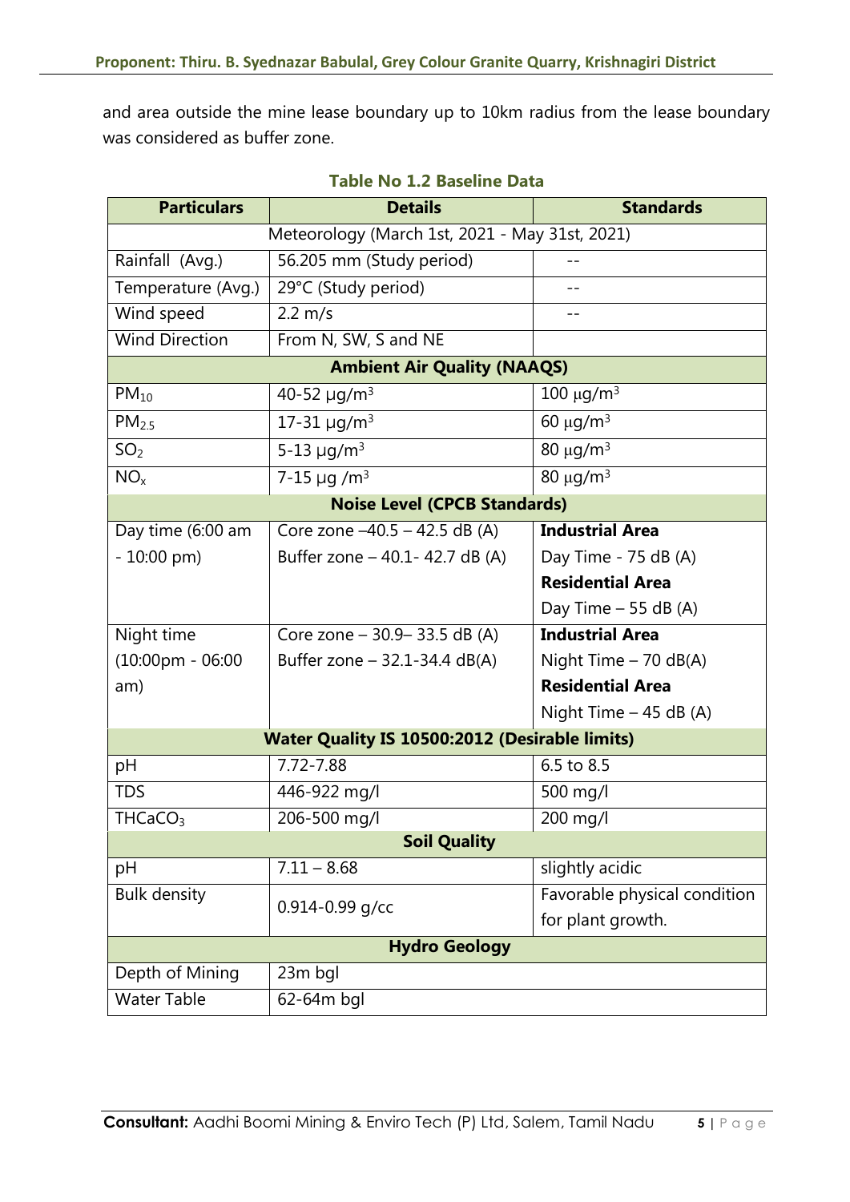and area outside the mine lease boundary up to 10km radius from the lease boundary was considered as buffer zone.

**Table No 1.2 Baseline Data**

| Particulars | Details | Standards |
|---|---|---|
| Meteorology (March 1st, 2021 - May 31st, 2021) | | |
| Rainfall (Avg.) | 56.205 mm (Study period) | -- |
| Temperature (Avg.) | 29°C (Study period) | -- |
| Wind speed | 2.2 m/s | -- |
| Wind Direction | From N, SW, S and NE | |
| **Ambient Air Quality (NAAQS)** | | |
| $PM_{10}$ | 40-52 μg/m³ | 100 μg/m³ |
| $PM_{2.5}$ | 17-31 μg/m³ | 60 μg/m³ |
| $SO_2$ | 5-13 μg/m³ | 80 μg/m³ |
| $NO_x$ | 7-15 μg /m³ | 80 μg/m³ |
| **Noise Level (CPCB Standards)** | | |
| Day time (6:00 am - 10:00 pm) | Core zone –40.5 – 42.5 dB (A)<br>Buffer zone – 40.1- 42.7 dB (A) | **Industrial Area**<br>Day Time - 75 dB (A)<br>**Residential Area**<br>Day Time – 55 dB (A) |
| Night time (10:00pm - 06:00 am) | Core zone – 30.9– 33.5 dB (A)<br>Buffer zone – 32.1-34.4 dB(A) | **Industrial Area**<br>Night Time – 70 dB(A)<br>**Residential Area**<br>Night Time – 45 dB (A) |
| **Water Quality IS 10500:2012 (Desirable limits)** | | |
| pH | 7.72-7.88 | 6.5 to 8.5 |
| TDS | 446-922 mg/l | 500 mg/l |
| $THCaCO_3$ | 206-500 mg/l | 200 mg/l |
| **Soil Quality** | | |
| pH | 7.11 – 8.68 | slightly acidic |
| Bulk density | 0.914-0.99 g/cc | Favorable physical condition for plant growth. |
| **Hydro Geology** | | |
| Depth of Mining | 23m bgl | |
| Water Table | 62-64m bgl | |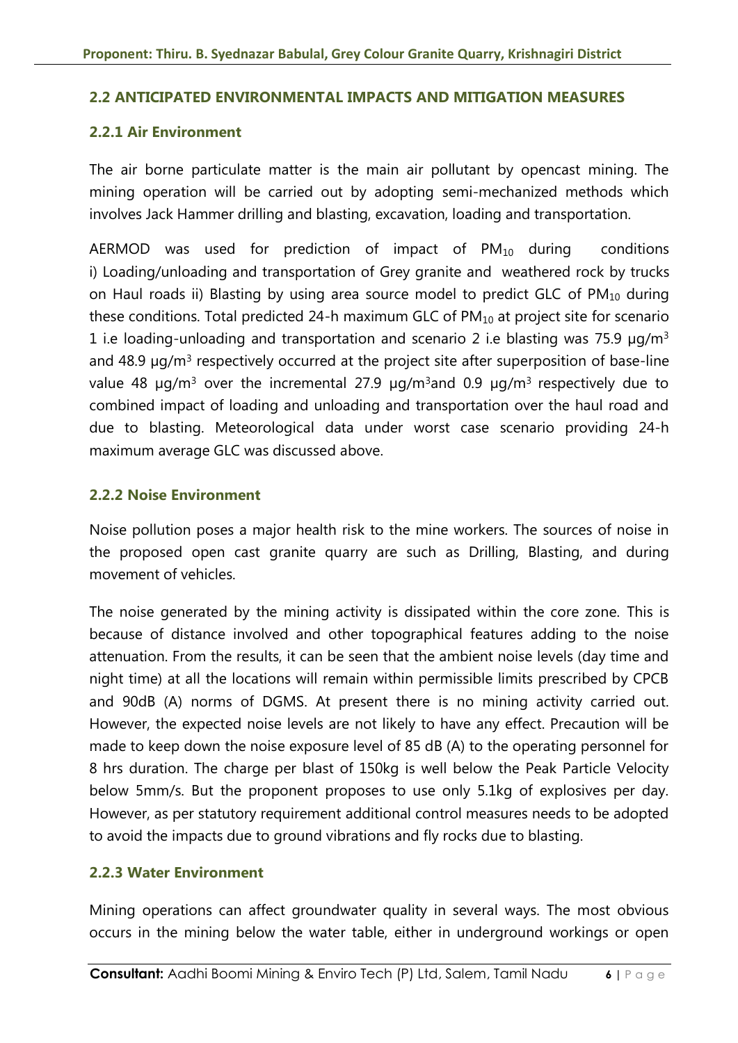## 2.2 ANTICIPATED ENVIRONMENTAL IMPACTS AND MITIGATION MEASURES

### 2.2.1 Air Environment

The air borne particulate matter is the main air pollutant by opencast mining. The mining operation will be carried out by adopting semi-mechanized methods which involves Jack Hammer drilling and blasting, excavation, loading and transportation.

AERMOD was used for prediction of impact of $PM_{10}$ during conditions i) Loading/unloading and transportation of Grey granite and weathered rock by trucks on Haul roads ii) Blasting by using area source model to predict GLC of $PM_{10}$ during these conditions. Total predicted 24-h maximum GLC of $PM_{10}$ at project site for scenario 1 i.e loading-unloading and transportation and scenario 2 i.e blasting was 75.9 µg/m$^3$ and 48.9 µg/m$^3$ respectively occurred at the project site after superposition of base-line value 48 µg/m$^3$ over the incremental 27.9 µg/m$^3$and 0.9 µg/m$^3$ respectively due to combined impact of loading and unloading and transportation over the haul road and due to blasting. Meteorological data under worst case scenario providing 24-h maximum average GLC was discussed above.

### 2.2.2 Noise Environment

Noise pollution poses a major health risk to the mine workers. The sources of noise in the proposed open cast granite quarry are such as Drilling, Blasting, and during movement of vehicles.

The noise generated by the mining activity is dissipated within the core zone. This is because of distance involved and other topographical features adding to the noise attenuation. From the results, it can be seen that the ambient noise levels (day time and night time) at all the locations will remain within permissible limits prescribed by CPCB and 90dB (A) norms of DGMS. At present there is no mining activity carried out. However, the expected noise levels are not likely to have any effect. Precaution will be made to keep down the noise exposure level of 85 dB (A) to the operating personnel for 8 hrs duration. The charge per blast of 150kg is well below the Peak Particle Velocity below 5mm/s. But the proponent proposes to use only 5.1kg of explosives per day. However, as per statutory requirement additional control measures needs to be adopted to avoid the impacts due to ground vibrations and fly rocks due to blasting.

### 2.2.3 Water Environment

Mining operations can affect groundwater quality in several ways. The most obvious occurs in the mining below the water table, either in underground workings or open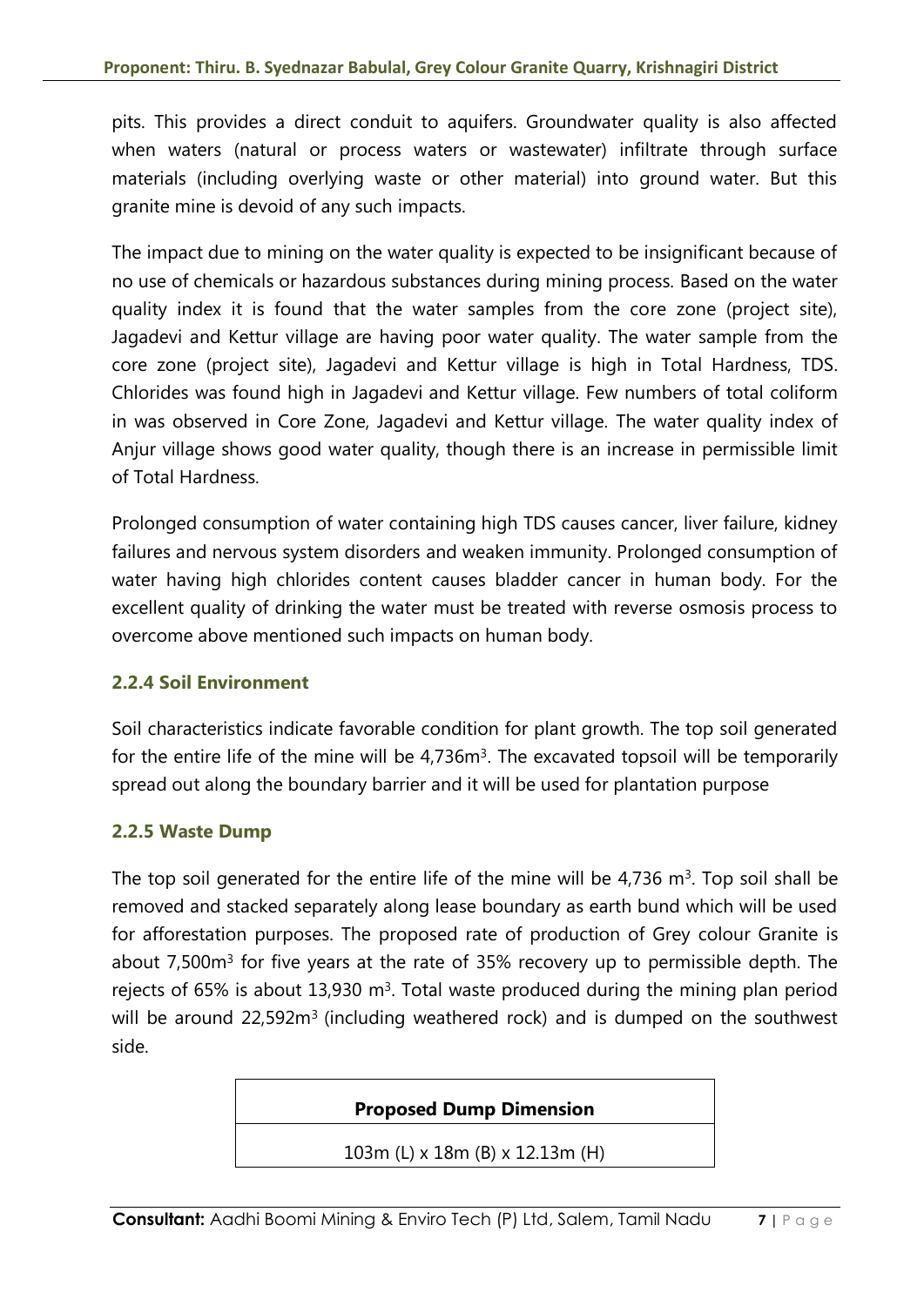pits. This provides a direct conduit to aquifers. Groundwater quality is also affected when waters (natural or process waters or wastewater) infiltrate through surface materials (including overlying waste or other material) into ground water. But this granite mine is devoid of any such impacts.

The impact due to mining on the water quality is expected to be insignificant because of no use of chemicals or hazardous substances during mining process. Based on the water quality index it is found that the water samples from the core zone (project site), Jagadevi and Kettur village are having poor water quality. The water sample from the core zone (project site), Jagadevi and Kettur village is high in Total Hardness, TDS. Chlorides was found high in Jagadevi and Kettur village. Few numbers of total coliform in was observed in Core Zone, Jagadevi and Kettur village. The water quality index of Anjur village shows good water quality, though there is an increase in permissible limit of Total Hardness.

Prolonged consumption of water containing high TDS causes cancer, liver failure, kidney failures and nervous system disorders and weaken immunity. Prolonged consumption of water having high chlorides content causes bladder cancer in human body. For the excellent quality of drinking the water must be treated with reverse osmosis process to overcome above mentioned such impacts on human body.

### 2.2.4 Soil Environment

Soil characteristics indicate favorable condition for plant growth. The top soil generated for the entire life of the mine will be 4,736m$^3$. The excavated topsoil will be temporarily spread out along the boundary barrier and it will be used for plantation purpose

### 2.2.5 Waste Dump

The top soil generated for the entire life of the mine will be 4,736 m$^3$. Top soil shall be removed and stacked separately along lease boundary as earth bund which will be used for afforestation purposes. The proposed rate of production of Grey colour Granite is about 7,500m$^3$ for five years at the rate of 35% recovery up to permissible depth. The rejects of 65% is about 13,930 m$^3$. Total waste produced during the mining plan period will be around 22,592m$^3$ (including weathered rock) and is dumped on the southwest side.

| Proposed Dump Dimension |
| --- |
| 103m (L) x 18m (B) x 12.13m (H) |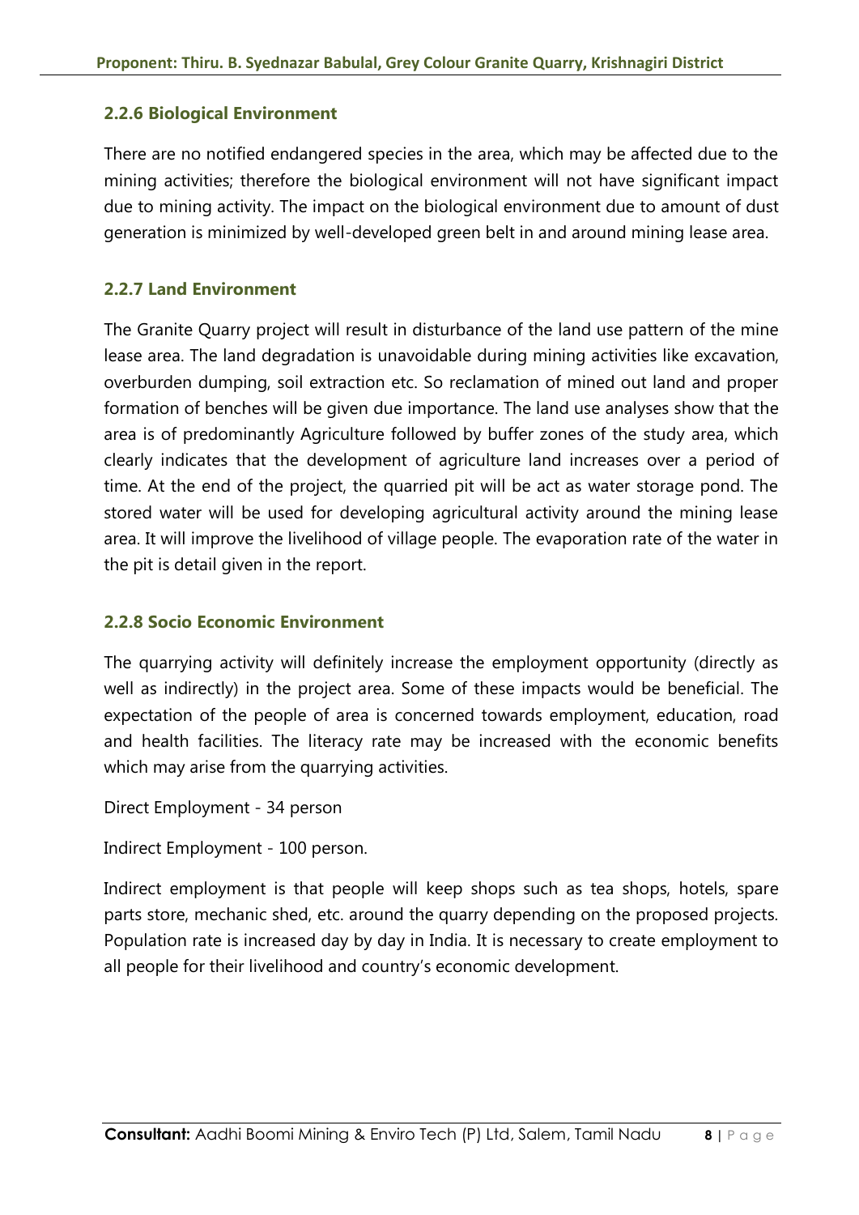### 2.2.6 Biological Environment

There are no notified endangered species in the area, which may be affected due to the mining activities; therefore the biological environment will not have significant impact due to mining activity. The impact on the biological environment due to amount of dust generation is minimized by well-developed green belt in and around mining lease area.

### 2.2.7 Land Environment

The Granite Quarry project will result in disturbance of the land use pattern of the mine lease area. The land degradation is unavoidable during mining activities like excavation, overburden dumping, soil extraction etc. So reclamation of mined out land and proper formation of benches will be given due importance. The land use analyses show that the area is of predominantly Agriculture followed by buffer zones of the study area, which clearly indicates that the development of agriculture land increases over a period of time. At the end of the project, the quarried pit will be act as water storage pond. The stored water will be used for developing agricultural activity around the mining lease area. It will improve the livelihood of village people. The evaporation rate of the water in the pit is detail given in the report.

### 2.2.8 Socio Economic Environment

The quarrying activity will definitely increase the employment opportunity (directly as well as indirectly) in the project area. Some of these impacts would be beneficial. The expectation of the people of area is concerned towards employment, education, road and health facilities. The literacy rate may be increased with the economic benefits which may arise from the quarrying activities.

Direct Employment - 34 person

Indirect Employment - 100 person.

Indirect employment is that people will keep shops such as tea shops, hotels, spare parts store, mechanic shed, etc. around the quarry depending on the proposed projects. Population rate is increased day by day in India. It is necessary to create employment to all people for their livelihood and country's economic development.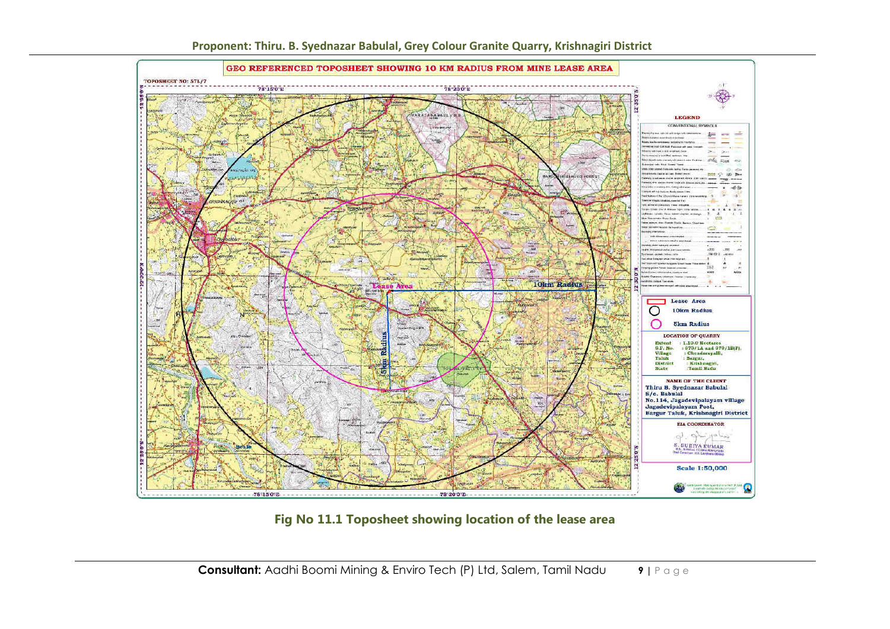GEO REFERENCED TOPOSHEET SHOWING 10 KM RADIUS FROM MINE LEASE AREA

TOPOSHEET NO: 57L/7

78°15'0"E
78°20'0"E
12°35'0"N
12°30'0"N
12°25'0"N

Lease Area
10km Radius
5km Radius

LEGEND

CONVENTIONAL SYMBOLS

Lease Area
10km Radius
5km Radius

LOCATION OF QUARRY

Extent : 1.10.0 Hectares
S.F. No. : 979/1A and 979/1B(P),
Village : Chendarapalli,
Taluk : Bargur,
District : Krishnagiri,
State : Tamil Nadu

NAME OF THE CLIENT

Thiru B. Syednazar Babulal
S/o. Babulal
No.114, Jagadevipalayam village
Jagadevipalayam Post,
Bargur Taluk, Krishnagiri District

EIA COORDINATOR

S. SURIYA KUMAR

Scale 1:50,000

**Fig No 11.1 Toposheet showing location of the lease area**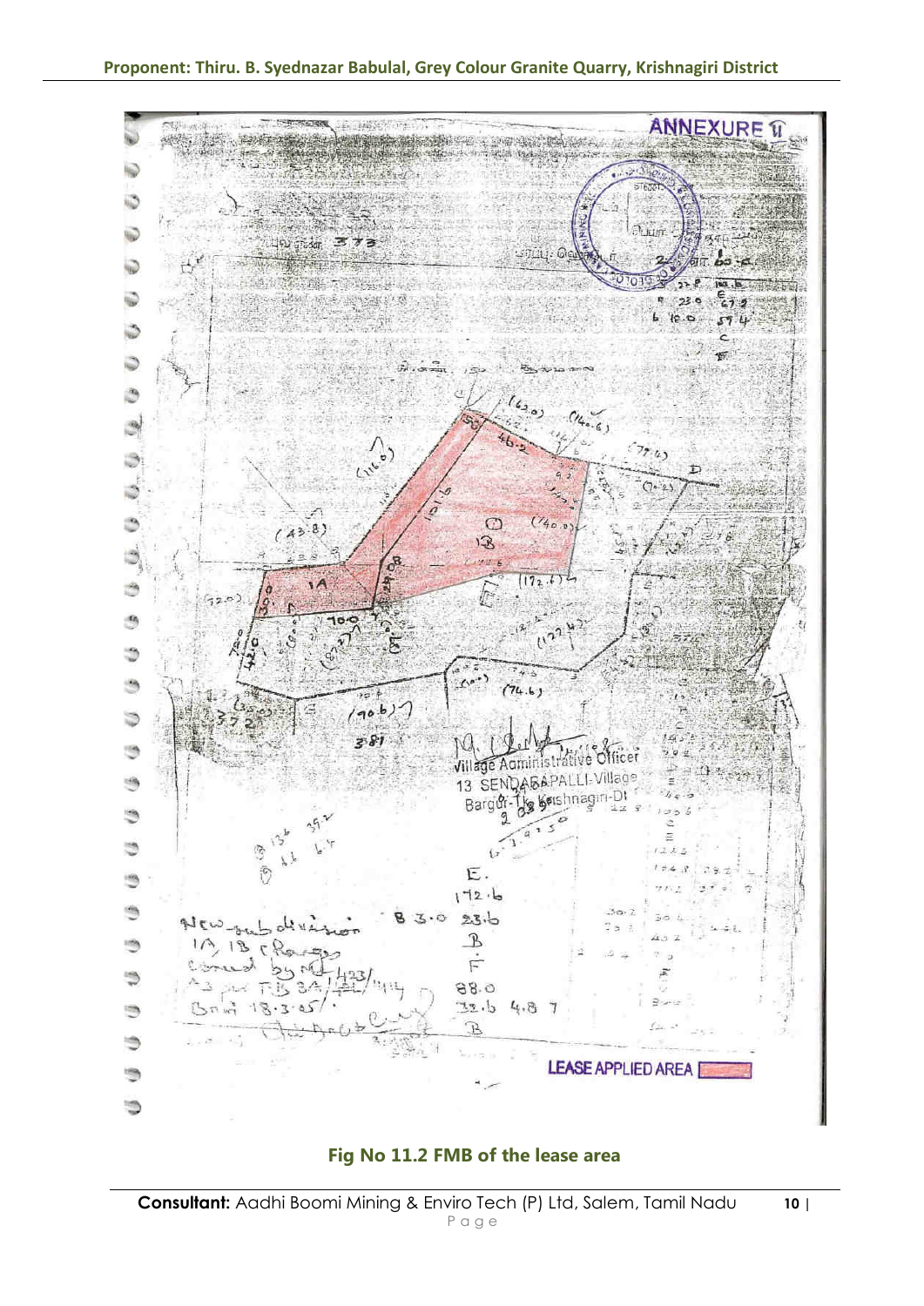ANNEXURE II

Village Administrative Officer
13 SENDARAPALLI-Village
Bargur-Tk Krishnagiri-Dt

LEASE APPLIED AREA

Fig No 11.2 FMB of the lease area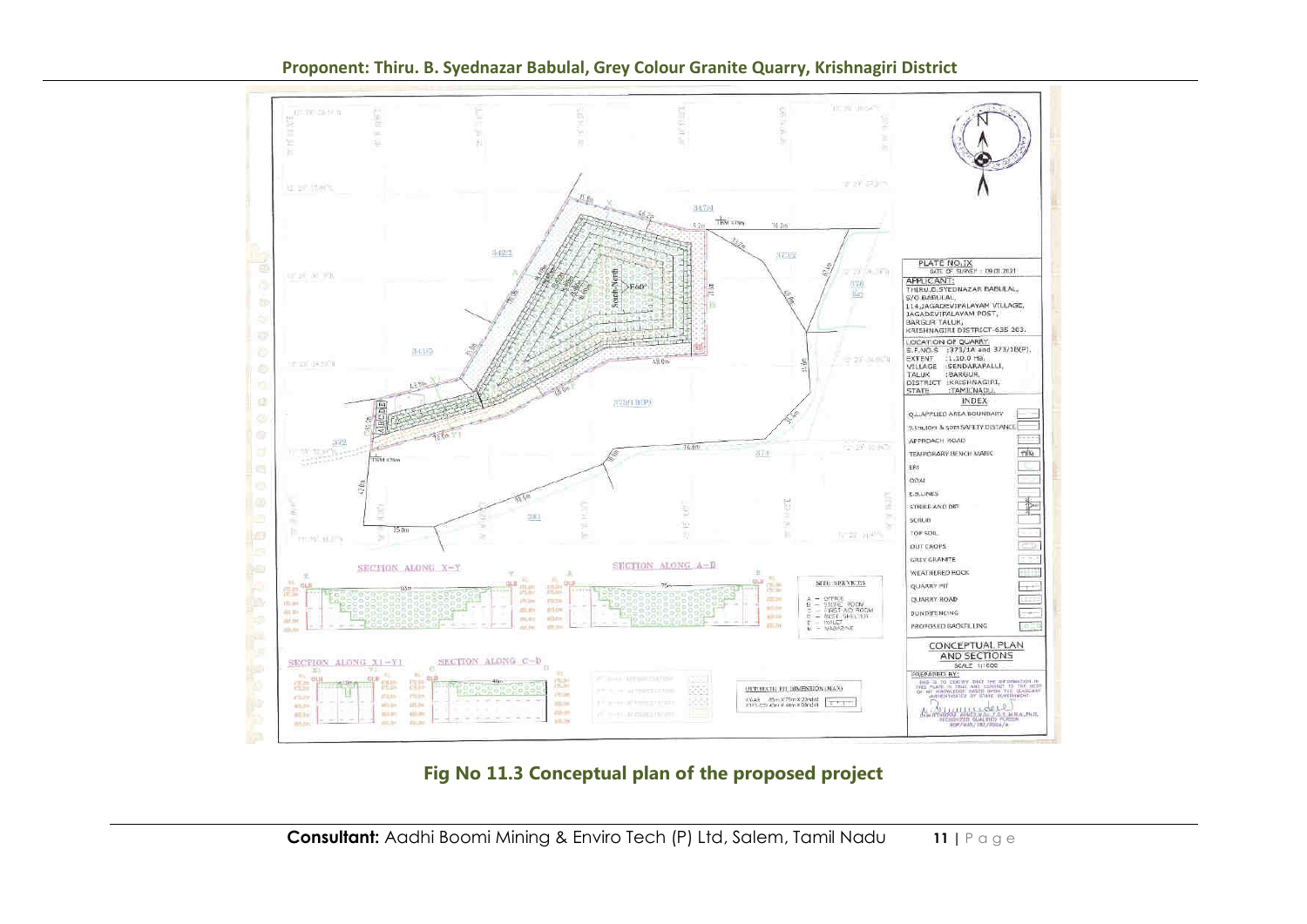PLATE NO. IX

DATE OF SURVEY : 09.01.2021

APPLICANT:
THIRU.B.SYEDNAZAR BABULAL,
S/O.BABULAL,
114,JAGADEVIPALAYAM VILLAGE,
JAGADEVIPALAYAM POST,
BARGUR TALUK,
KRISHNAGIRI DISTRICT-635 203.

LOCATION OF QUARRY:
S.F.NO.S : 373/1A and 373/1B(P),
EXTENT : 1.10.0 Ha,
VILLAGE : SENDARAPALLI,
TALUK : BARGUR,
DISTRICT : KRISHNAGIRI,
STATE : TAMILNADU.

INDEX

Q.L.APPLIED AREA BOUNDARY
7.5m,10m & 50m SAFETY DISTANCE
APPROACH ROAD
TEMPORARY BENCH MARK
ERI
ODAI
E.B.LINES
STRIKE AND DIP
SCRUB
TOP SOIL
OUT CROPS
GREY GRANITE
WEATHERED ROCK
QUARRY PIT
QUARRY ROAD
BUND/FENCING
PROPOSED BACKFILLING

CONCEPTUAL PLAN AND SECTIONS

SCALE 1:1000

SECTION ALONG X-Y

SECTION ALONG A-B

SECTION ALONG X1-Y1

SECTION ALONG C-D

SITE SERVICES

ULTIMATE PIT DIMENSION (MAX)

Fig No 11.3 Conceptual plan of the proposed project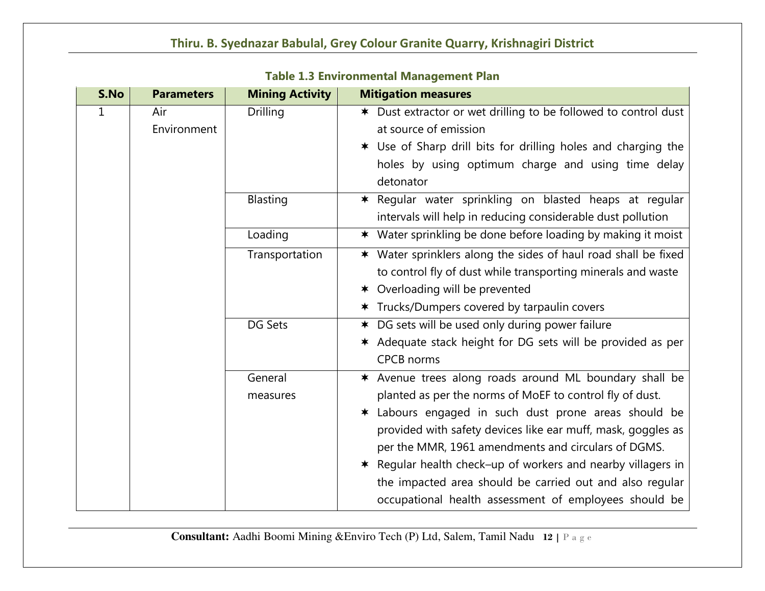**Table 1.3 Environmental Management Plan**

| S.No | Parameters | Mining Activity | Mitigation measures |
|---|---|---|---|
| 1 | Air Environment | Drilling | ✶ Dust extractor or wet drilling to be followed to control dust at source of emission<br>✶ Use of Sharp drill bits for drilling holes and charging the holes by using optimum charge and using time delay detonator |
| | | Blasting | ✶ Regular water sprinkling on blasted heaps at regular intervals will help in reducing considerable dust pollution |
| | | Loading | ✶ Water sprinkling be done before loading by making it moist |
| | | Transportation | ✶ Water sprinklers along the sides of haul road shall be fixed to control fly of dust while transporting minerals and waste<br>✶ Overloading will be prevented<br>✶ Trucks/Dumpers covered by tarpaulin covers |
| | | DG Sets | ✶ DG sets will be used only during power failure<br>✶ Adequate stack height for DG sets will be provided as per CPCB norms |
| | | General measures | ✶ Avenue trees along roads around ML boundary shall be planted as per the norms of MoEF to control fly of dust.<br>✶ Labours engaged in such dust prone areas should be provided with safety devices like ear muff, mask, goggles as per the MMR, 1961 amendments and circulars of DGMS.<br>✶ Regular health check–up of workers and nearby villagers in the impacted area should be carried out and also regular occupational health assessment of employees should be |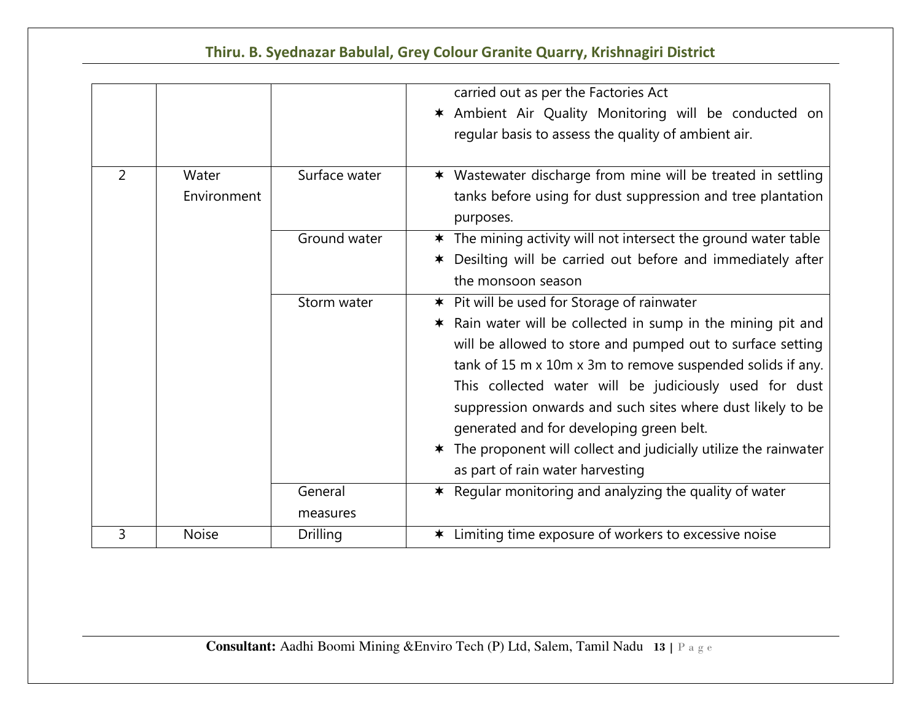| | | | |
|---|---|---|---|
| | | | carried out as per the Factories Act<br>✶ Ambient Air Quality Monitoring will be conducted on regular basis to assess the quality of ambient air. |
| 2 | Water Environment | Surface water | ✶ Wastewater discharge from mine will be treated in settling tanks before using for dust suppression and tree plantation purposes. |
| | | Ground water | ✶ The mining activity will not intersect the ground water table<br>✶ Desilting will be carried out before and immediately after the monsoon season |
| | | Storm water | ✶ Pit will be used for Storage of rainwater<br>✶ Rain water will be collected in sump in the mining pit and will be allowed to store and pumped out to surface setting tank of 15 m x 10m x 3m to remove suspended solids if any. This collected water will be judiciously used for dust suppression onwards and such sites where dust likely to be generated and for developing green belt.<br>✶ The proponent will collect and judicially utilize the rainwater as part of rain water harvesting |
| | | General measures | ✶ Regular monitoring and analyzing the quality of water |
| 3 | Noise | Drilling | ✶ Limiting time exposure of workers to excessive noise |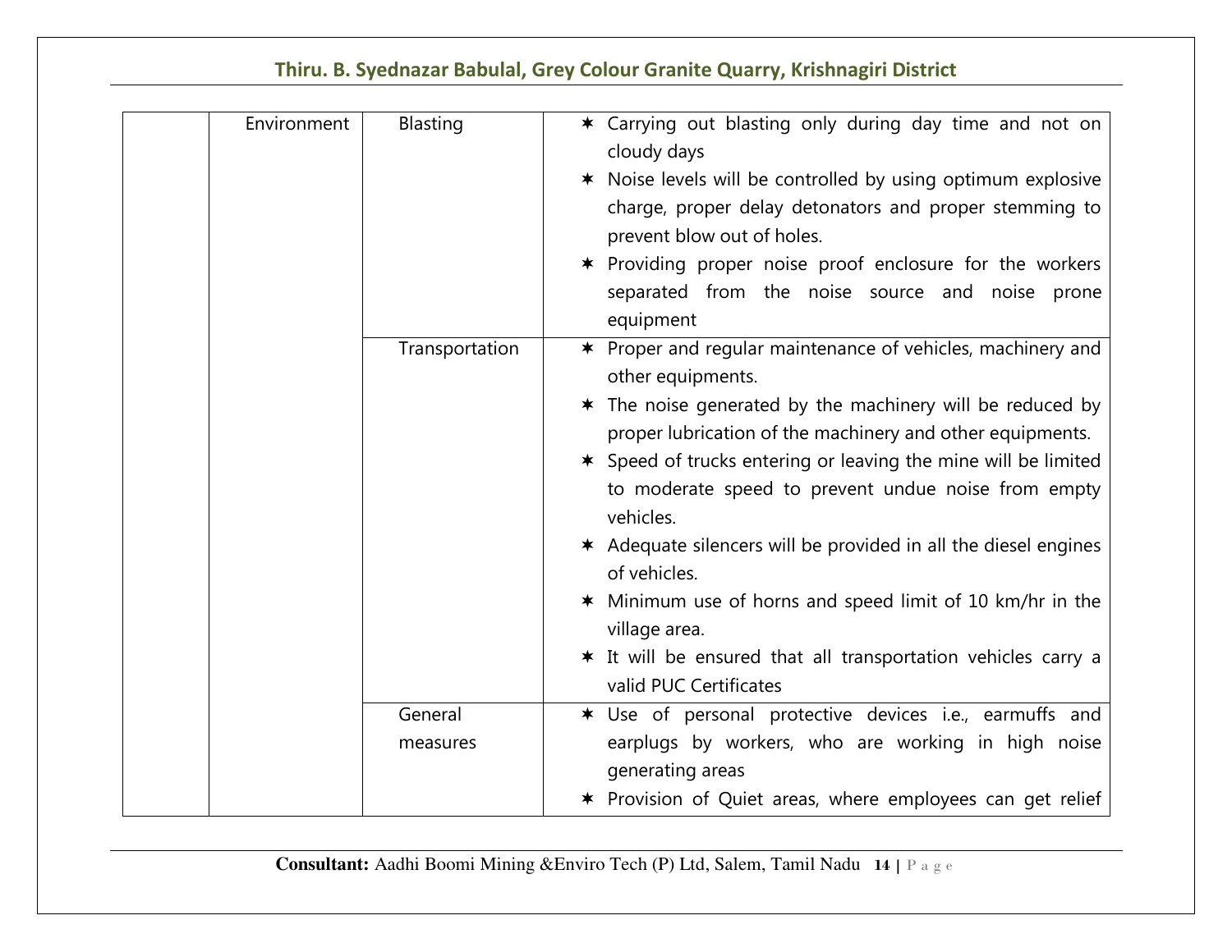| | | | |
|---|---|---|---|
| | Environment | Blasting | ✶ Carrying out blasting only during day time and not on cloudy days<br>✶ Noise levels will be controlled by using optimum explosive charge, proper delay detonators and proper stemming to prevent blow out of holes.<br>✶ Providing proper noise proof enclosure for the workers separated from the noise source and noise prone equipment |
| | | Transportation | ✶ Proper and regular maintenance of vehicles, machinery and other equipments.<br>✶ The noise generated by the machinery will be reduced by proper lubrication of the machinery and other equipments.<br>✶ Speed of trucks entering or leaving the mine will be limited to moderate speed to prevent undue noise from empty vehicles.<br>✶ Adequate silencers will be provided in all the diesel engines of vehicles.<br>✶ Minimum use of horns and speed limit of 10 km/hr in the village area.<br>✶ It will be ensured that all transportation vehicles carry a valid PUC Certificates |
| | | General measures | ✶ Use of personal protective devices i.e., earmuffs and earplugs by workers, who are working in high noise generating areas<br>✶ Provision of Quiet areas, where employees can get relief |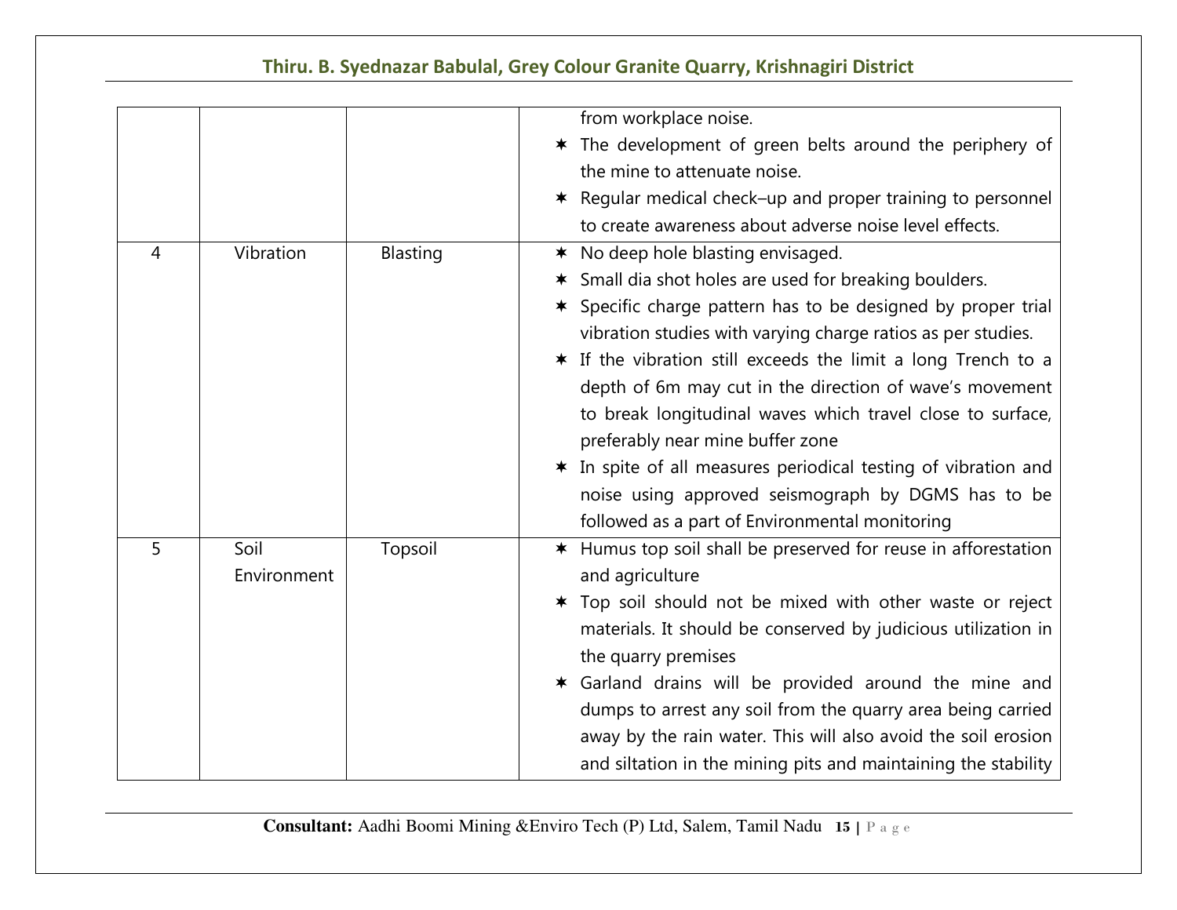| | | | |
|---|---|---|---|
| | | | from workplace noise.<br>✶ The development of green belts around the periphery of the mine to attenuate noise.<br>✶ Regular medical check–up and proper training to personnel to create awareness about adverse noise level effects. |
| 4 | Vibration | Blasting | ✶ No deep hole blasting envisaged.<br>✶ Small dia shot holes are used for breaking boulders.<br>✶ Specific charge pattern has to be designed by proper trial vibration studies with varying charge ratios as per studies.<br>✶ If the vibration still exceeds the limit a long Trench to a depth of 6m may cut in the direction of wave's movement to break longitudinal waves which travel close to surface, preferably near mine buffer zone<br>✶ In spite of all measures periodical testing of vibration and noise using approved seismograph by DGMS has to be followed as a part of Environmental monitoring |
| 5 | Soil Environment | Topsoil | ✶ Humus top soil shall be preserved for reuse in afforestation and agriculture<br>✶ Top soil should not be mixed with other waste or reject materials. It should be conserved by judicious utilization in the quarry premises<br>✶ Garland drains will be provided around the mine and dumps to arrest any soil from the quarry area being carried away by the rain water. This will also avoid the soil erosion and siltation in the mining pits and maintaining the stability |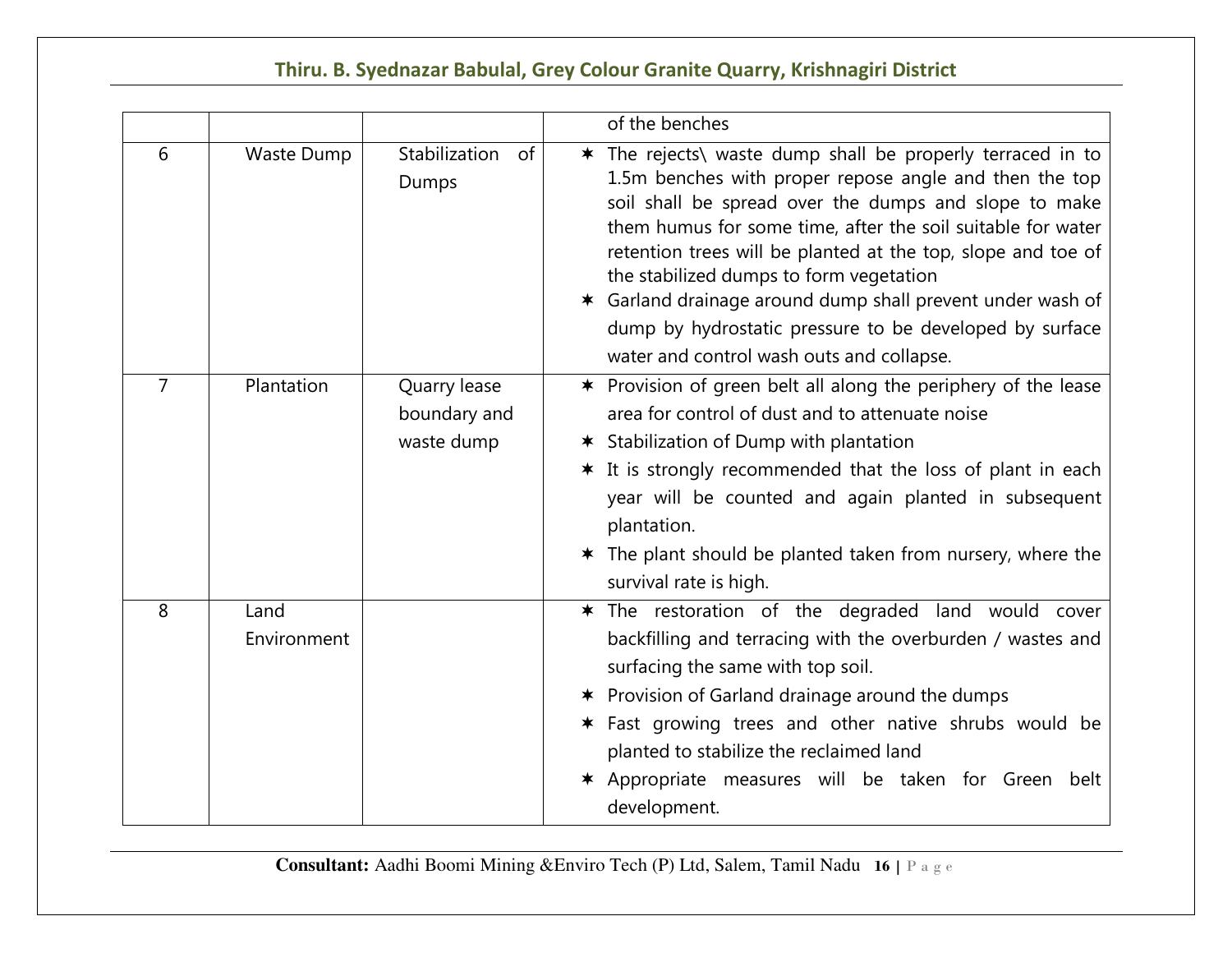| | | | |
|---|---|---|---|
| | | | of the benches |
| 6 | Waste Dump | Stabilization of Dumps | ✶ The rejects\ waste dump shall be properly terraced in to 1.5m benches with proper repose angle and then the top soil shall be spread over the dumps and slope to make them humus for some time, after the soil suitable for water retention trees will be planted at the top, slope and toe of the stabilized dumps to form vegetation<br>✶ Garland drainage around dump shall prevent under wash of dump by hydrostatic pressure to be developed by surface water and control wash outs and collapse. |
| 7 | Plantation | Quarry lease boundary and waste dump | ✶ Provision of green belt all along the periphery of the lease area for control of dust and to attenuate noise<br>✶ Stabilization of Dump with plantation<br>✶ It is strongly recommended that the loss of plant in each year will be counted and again planted in subsequent plantation.<br>✶ The plant should be planted taken from nursery, where the survival rate is high. |
| 8 | Land Environment | | ✶ The restoration of the degraded land would cover backfilling and terracing with the overburden / wastes and surfacing the same with top soil.<br>✶ Provision of Garland drainage around the dumps<br>✶ Fast growing trees and other native shrubs would be planted to stabilize the reclaimed land<br>✶ Appropriate measures will be taken for Green belt development. |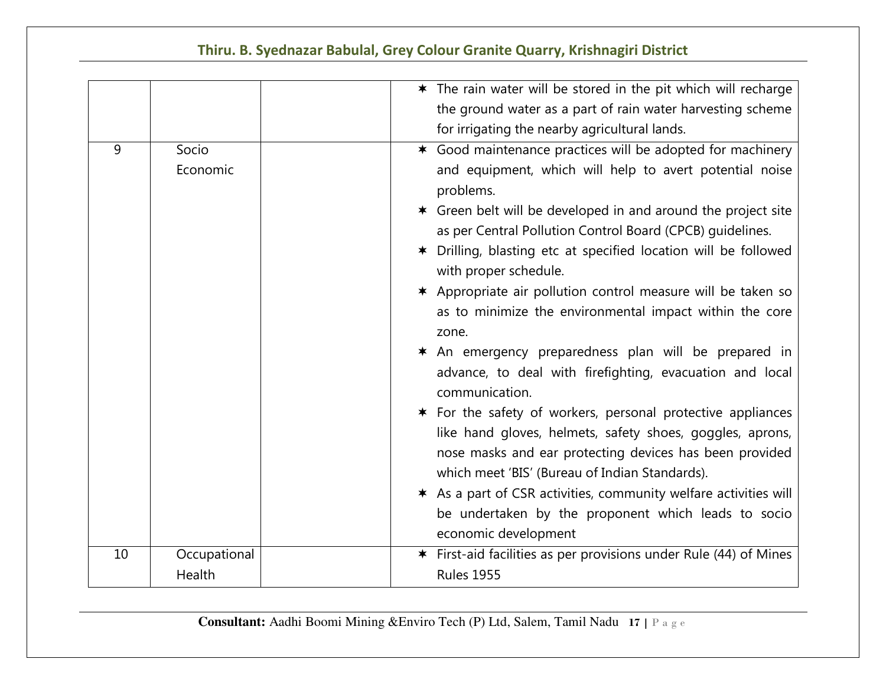| | | | |
|---|---|---|---|
| | | | ✶ The rain water will be stored in the pit which will recharge the ground water as a part of rain water harvesting scheme for irrigating the nearby agricultural lands. |
| 9 | Socio Economic | | ✶ Good maintenance practices will be adopted for machinery and equipment, which will help to avert potential noise problems.<br>✶ Green belt will be developed in and around the project site as per Central Pollution Control Board (CPCB) guidelines.<br>✶ Drilling, blasting etc at specified location will be followed with proper schedule.<br>✶ Appropriate air pollution control measure will be taken so as to minimize the environmental impact within the core zone.<br>✶ An emergency preparedness plan will be prepared in advance, to deal with firefighting, evacuation and local communication.<br>✶ For the safety of workers, personal protective appliances like hand gloves, helmets, safety shoes, goggles, aprons, nose masks and ear protecting devices has been provided which meet 'BIS' (Bureau of Indian Standards).<br>✶ As a part of CSR activities, community welfare activities will be undertaken by the proponent which leads to socio economic development |
| 10 | Occupational Health | | ✶ First-aid facilities as per provisions under Rule (44) of Mines Rules 1955 |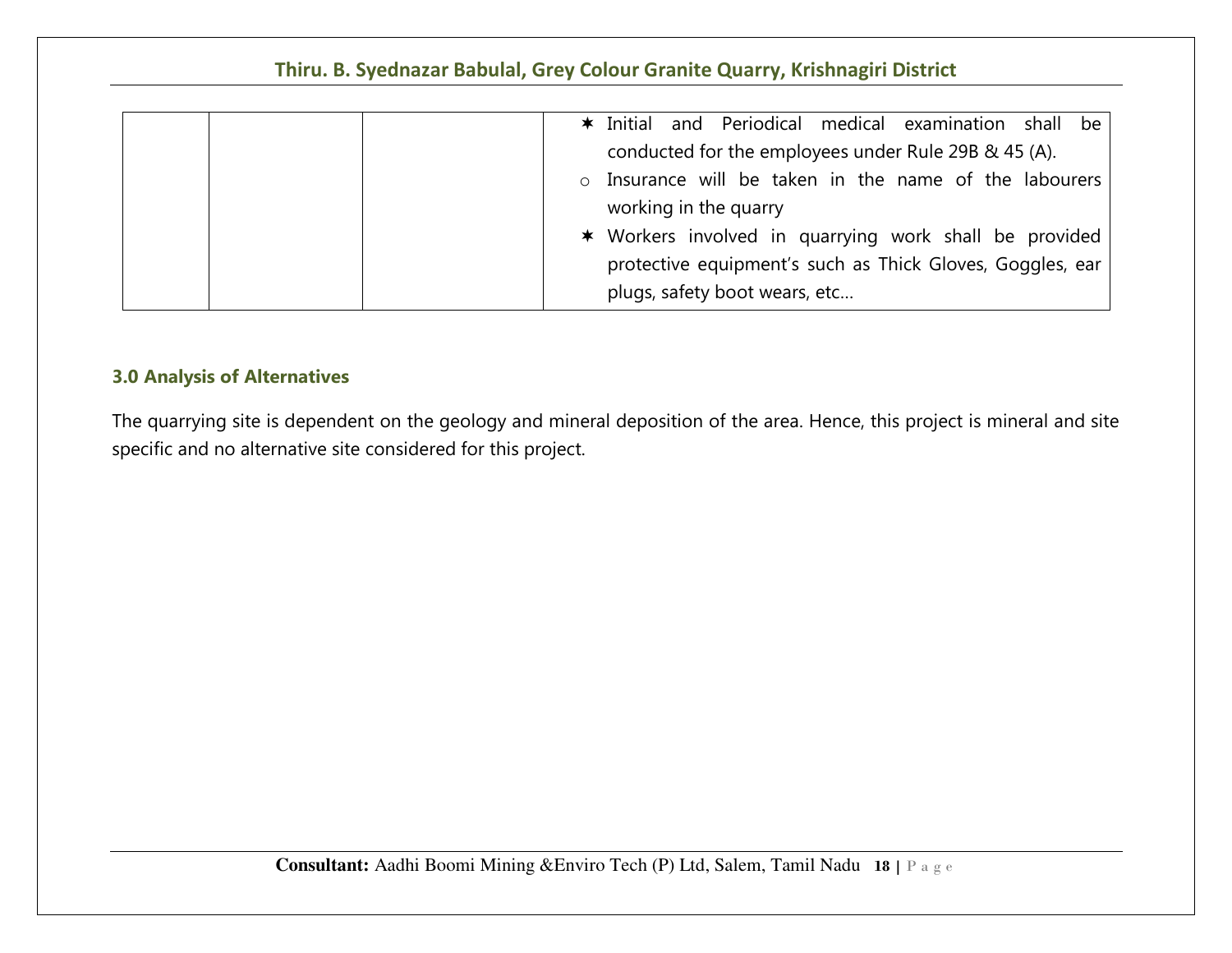| | | | |
|---|---|---|---|
| | | | ✶ Initial and Periodical medical examination shall be conducted for the employees under Rule 29B & 45 (A).<br>○ Insurance will be taken in the name of the labourers working in the quarry<br>✶ Workers involved in quarrying work shall be provided protective equipment's such as Thick Gloves, Goggles, ear plugs, safety boot wears, etc… |

### 3.0 Analysis of Alternatives

The quarrying site is dependent on the geology and mineral deposition of the area. Hence, this project is mineral and site specific and no alternative site considered for this project.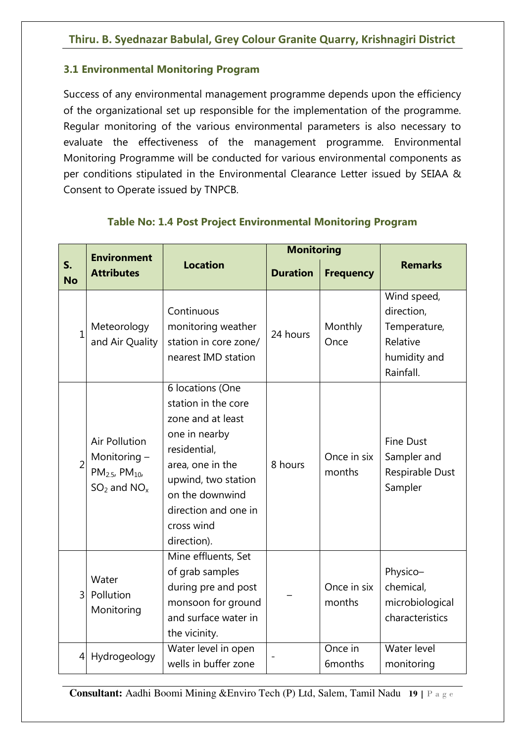### 3.1 Environmental Monitoring Program

Success of any environmental management programme depends upon the efficiency of the organizational set up responsible for the implementation of the programme. Regular monitoring of the various environmental parameters is also necessary to evaluate the effectiveness of the management programme. Environmental Monitoring Programme will be conducted for various environmental components as per conditions stipulated in the Environmental Clearance Letter issued by SEIAA & Consent to Operate issued by TNPCB.

**Table No: 1.4 Post Project Environmental Monitoring Program**

| S. No | Environment Attributes | Location | Monitoring | | Remarks |
|---|---|---|---|---|---|
| | | | Duration | Frequency | |
| 1 | Meteorology and Air Quality | Continuous monitoring weather station in core zone/ nearest IMD station | 24 hours | Monthly Once | Wind speed, direction, Temperature, Relative humidity and Rainfall. |
| 2 | Air Pollution Monitoring – $PM_{2.5}$, $PM_{10}$, $SO_2$ and $NO_x$ | 6 locations (One station in the core zone and at least one in nearby residential, area, one in the upwind, two station on the downwind direction and one in cross wind direction). | 8 hours | Once in six months | Fine Dust Sampler and Respirable Dust Sampler |
| 3 | Water Pollution Monitoring | Mine effluents, Set of grab samples during pre and post monsoon for ground and surface water in the vicinity. | – | Once in six months | Physico–chemical, microbiological characteristics |
| 4 | Hydrogeology | Water level in open wells in buffer zone | - | Once in 6months | Water level monitoring |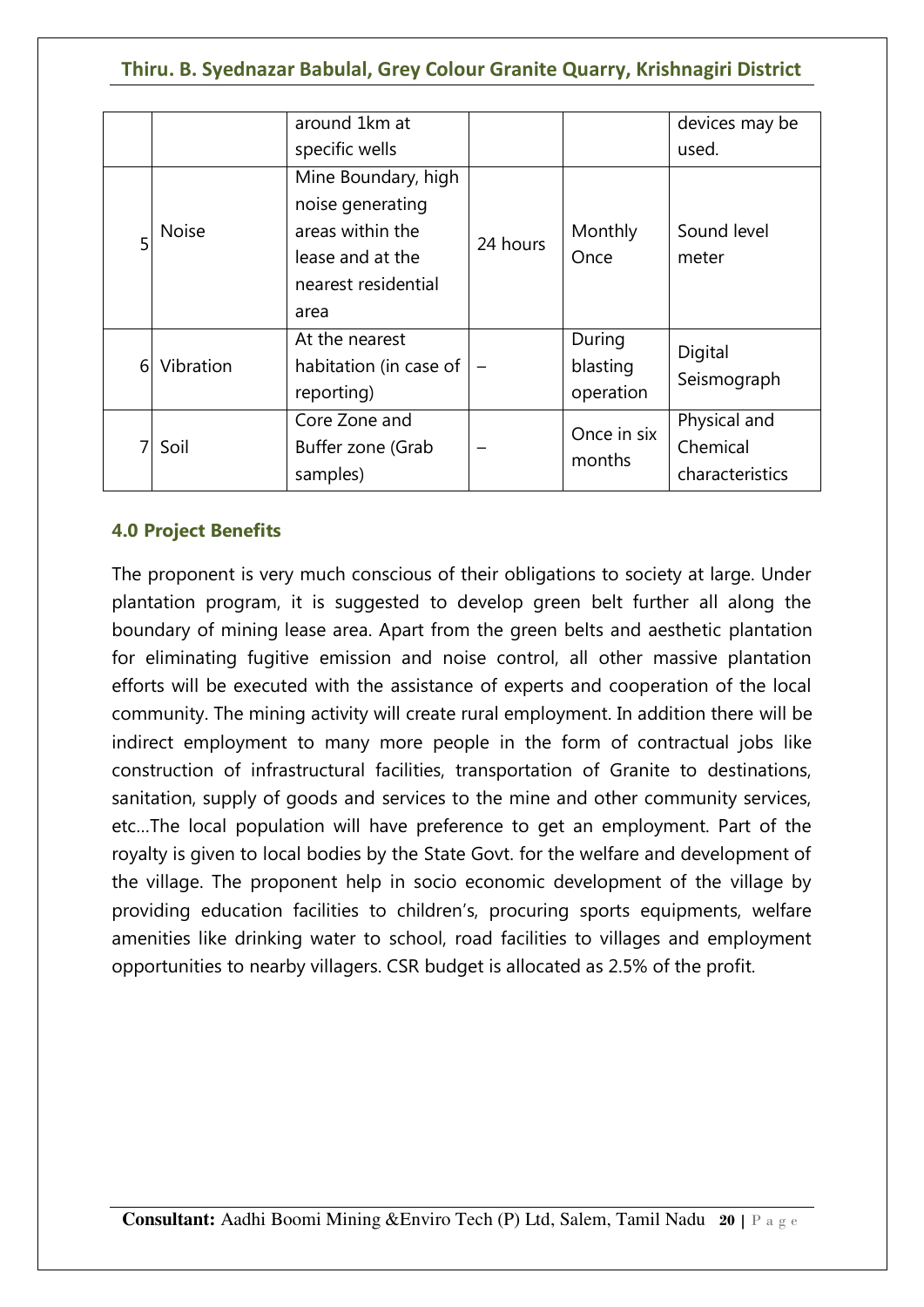| | | | | | |
|---|---|---|---|---|---|
| | | around 1km at specific wells | | | devices may be used. |
| 5 | Noise | Mine Boundary, high noise generating areas within the lease and at the nearest residential area | 24 hours | Monthly Once | Sound level meter |
| 6 | Vibration | At the nearest habitation (in case of reporting) | – | During blasting operation | Digital Seismograph |
| 7 | Soil | Core Zone and Buffer zone (Grab samples) | – | Once in six months | Physical and Chemical characteristics |

## 4.0 Project Benefits

The proponent is very much conscious of their obligations to society at large. Under plantation program, it is suggested to develop green belt further all along the boundary of mining lease area. Apart from the green belts and aesthetic plantation for eliminating fugitive emission and noise control, all other massive plantation efforts will be executed with the assistance of experts and cooperation of the local community. The mining activity will create rural employment. In addition there will be indirect employment to many more people in the form of contractual jobs like construction of infrastructural facilities, transportation of Granite to destinations, sanitation, supply of goods and services to the mine and other community services, etc…The local population will have preference to get an employment. Part of the royalty is given to local bodies by the State Govt. for the welfare and development of the village. The proponent help in socio economic development of the village by providing education facilities to children's, procuring sports equipments, welfare amenities like drinking water to school, road facilities to villages and employment opportunities to nearby villagers. CSR budget is allocated as 2.5% of the profit.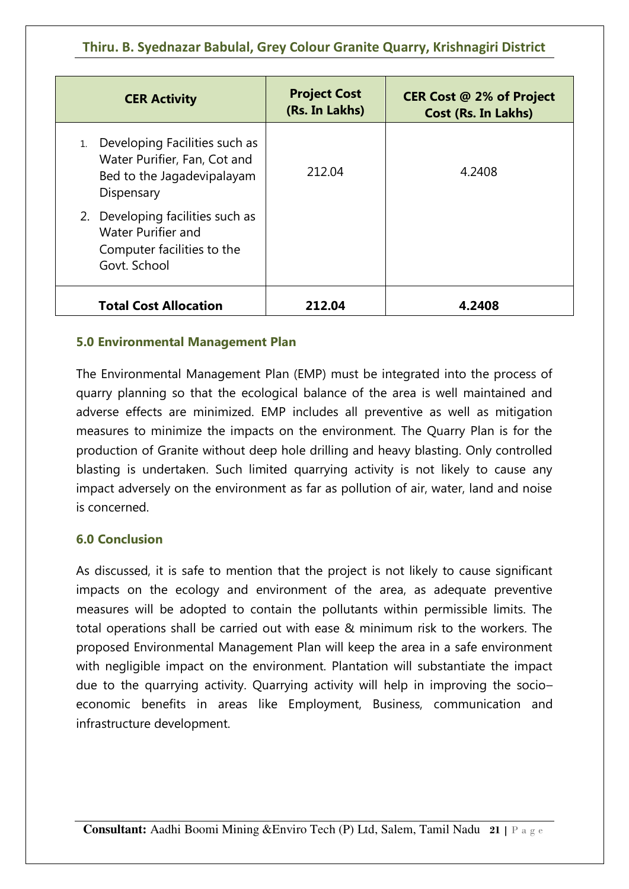| CER Activity | Project Cost (Rs. In Lakhs) | CER Cost @ 2% of Project Cost (Rs. In Lakhs) |
|---|---|---|
| 1. Developing Facilities such as Water Purifier, Fan, Cot and Bed to the Jagadevipalayam Dispensary<br>2. Developing facilities such as Water Purifier and Computer facilities to the Govt. School | 212.04 | 4.2408 |
| **Total Cost Allocation** | **212.04** | **4.2408** |

## 5.0 Environmental Management Plan

The Environmental Management Plan (EMP) must be integrated into the process of quarry planning so that the ecological balance of the area is well maintained and adverse effects are minimized. EMP includes all preventive as well as mitigation measures to minimize the impacts on the environment. The Quarry Plan is for the production of Granite without deep hole drilling and heavy blasting. Only controlled blasting is undertaken. Such limited quarrying activity is not likely to cause any impact adversely on the environment as far as pollution of air, water, land and noise is concerned.

## 6.0 Conclusion

As discussed, it is safe to mention that the project is not likely to cause significant impacts on the ecology and environment of the area, as adequate preventive measures will be adopted to contain the pollutants within permissible limits. The total operations shall be carried out with ease & minimum risk to the workers. The proposed Environmental Management Plan will keep the area in a safe environment with negligible impact on the environment. Plantation will substantiate the impact due to the quarrying activity. Quarrying activity will help in improving the socio–economic benefits in areas like Employment, Business, communication and infrastructure development.